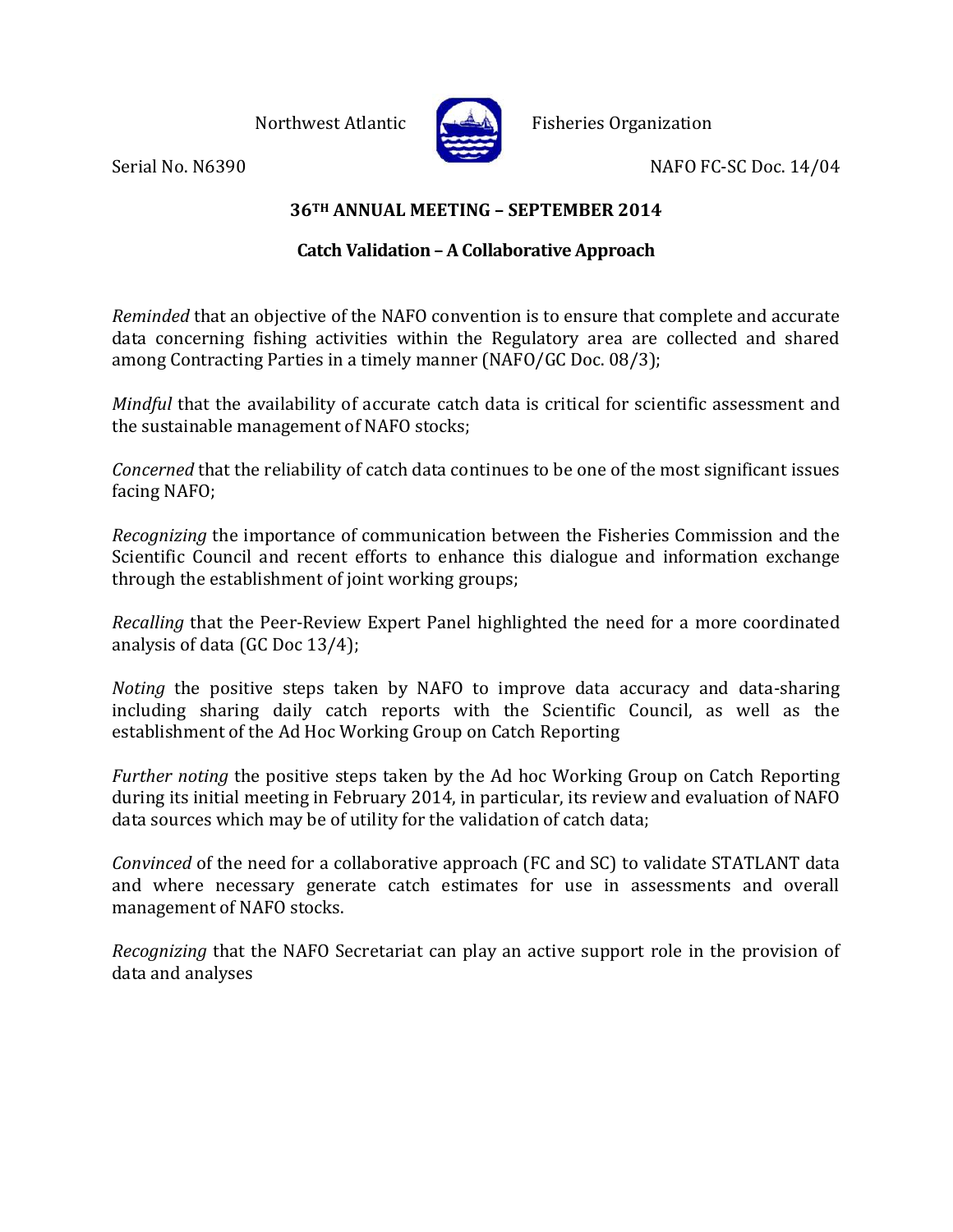Northwest Atlantic Fisheries Organization

Serial No. N6390 NAFO FC-SC Doc. 14/04

**36TH ANNUAL MEETING – SEPTEMBER 2014**

**Catch Validation – A Collaborative Approach**

*Reminded* that an objective of the NAFO convention is to ensure that complete and accurate data concerning fishing activities within the Regulatory area are collected and shared among Contracting Parties in a timely manner (NAFO/GC Doc. 08/3);

*Mindful* that the availability of accurate catch data is critical for scientific assessment and the sustainable management of NAFO stocks;

*Concerned* that the reliability of catch data continues to be one of the most significant issues facing NAFO;

*Recognizing* the importance of communication between the Fisheries Commission and the Scientific Council and recent efforts to enhance this dialogue and information exchange through the establishment of joint working groups;

*Recalling* that the Peer-Review Expert Panel highlighted the need for a more coordinated analysis of data (GC Doc 13/4);

*Noting* the positive steps taken by NAFO to improve data accuracy and data-sharing including sharing daily catch reports with the Scientific Council, as well as the establishment of the Ad Hoc Working Group on Catch Reporting

*Further noting* the positive steps taken by the Ad hoc Working Group on Catch Reporting during its initial meeting in February 2014, in particular, its review and evaluation of NAFO data sources which may be of utility for the validation of catch data;

*Convinced* of the need for a collaborative approach (FC and SC) to validate STATLANT data and where necessary generate catch estimates for use in assessments and overall management of NAFO stocks.

*Recognizing* that the NAFO Secretariat can play an active support role in the provision of data and analyses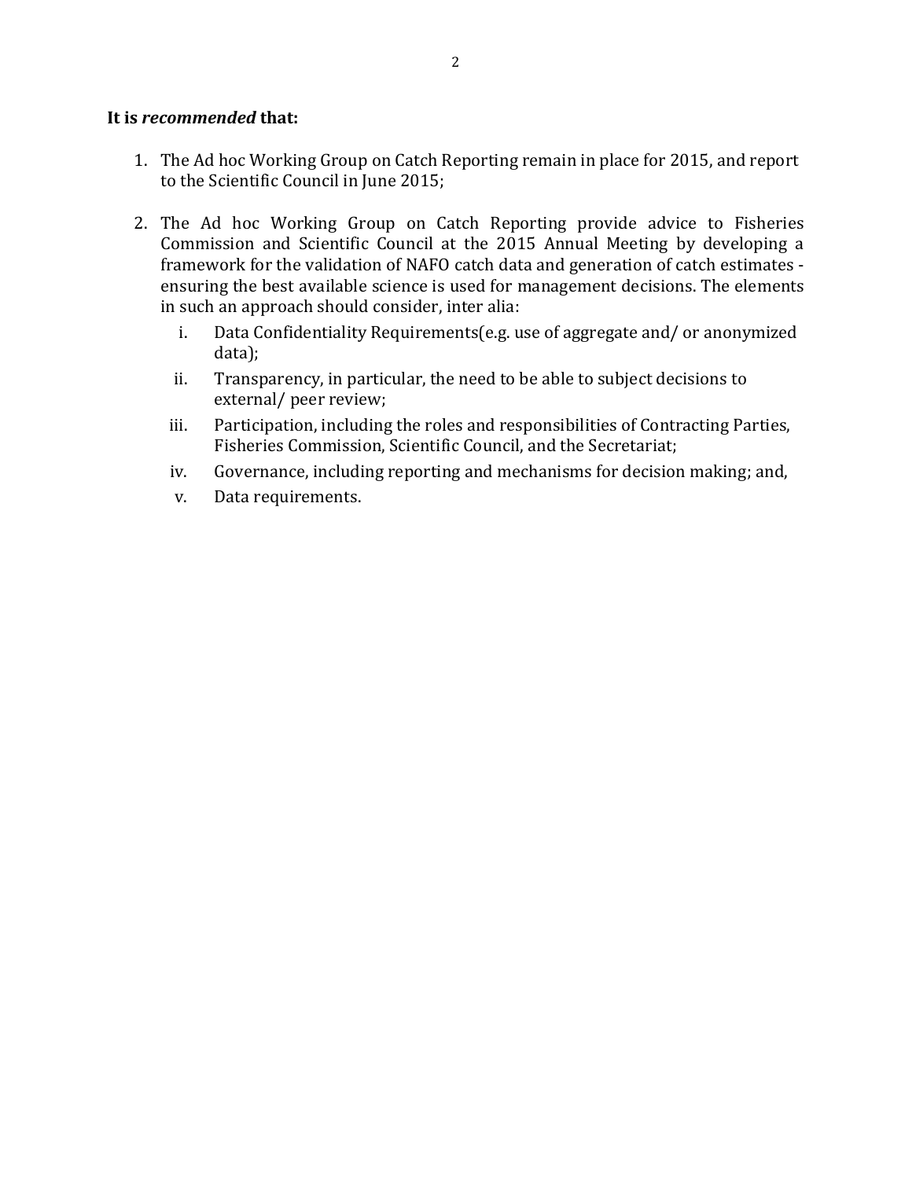**It is *recommended* that:**

1. The Ad hoc Working Group on Catch Reporting remain in place for 2015, and report to the Scientific Council in June 2015;

2. The Ad hoc Working Group on Catch Reporting provide advice to Fisheries Commission and Scientific Council at the 2015 Annual Meeting by developing a framework for the validation of NAFO catch data and generation of catch estimates - ensuring the best available science is used for management decisions. The elements in such an approach should consider, inter alia:
   i. Data Confidentiality Requirements(e.g. use of aggregate and/ or anonymized data);
   ii. Transparency, in particular, the need to be able to subject decisions to external/ peer review;
   iii. Participation, including the roles and responsibilities of Contracting Parties, Fisheries Commission, Scientific Council, and the Secretariat;
   iv. Governance, including reporting and mechanisms for decision making; and,
   v. Data requirements.